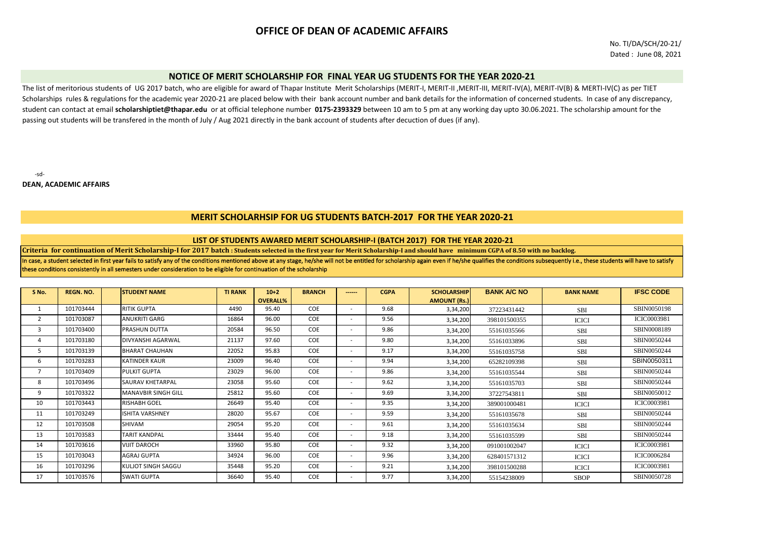# OFFICE OF DEAN OF ACADEMIC AFFAIRS

No. TI/DA/SCH/20-21/
Dated : June 08, 2021

## NOTICE OF MERIT SCHOLARSHIP FOR FINAL YEAR UG STUDENTS FOR THE YEAR 2020-21

The list of meritorious students of UG 2017 batch, who are eligible for award of Thapar Institute Merit Scholarships (MERIT-I, MERIT-II ,MERIT-III, MERIT-IV(A), MERIT-IV(B) & MERTI-IV(C) as per TIET Scholarships rules & regulations for the academic year 2020-21 are placed below with their bank account number and bank details for the information of concerned students. In case of any discrepancy, student can contact at email **scholarshiptiet@thapar.edu** or at official telephone number **0175-2393329** between 10 am to 5 pm at any working day upto 30.06.2021. The scholarship amount for the passing out students will be transfered in the month of July / Aug 2021 directly in the bank account of students after decuction of dues (if any).

-sd-

**DEAN, ACADEMIC AFFAIRS**

## MERIT SCHOLARHSIP FOR UG STUDENTS BATCH-2017 FOR THE YEAR 2020-21

### LIST OF STUDENTS AWARED MERIT SCHOLARSHIP-I (BATCH 2017) FOR THE YEAR 2020-21

**Criteria for continuation of Merit Scholarship-I for 2017 batch : Students selected in the first year for Merit Scholarship-I and should have minimum CGPA of 8.50 with no backlog.**

In case, a student selected in first year fails to satisfy any of the conditions mentioned above at any stage, he/she will not be entitled for scholarship again even if he/she qualifies the conditions subsequently i.e., these students will have to satisfy these conditions consistently in all semesters under consideration to be eligible for continuation of the scholarship

| S No. | REGN. NO. | | STUDENT NAME | TI RANK | 10+2 OVERALL% | BRANCH | ------ | CGPA | SCHOLARSHIP AMOUNT (Rs.) | BANK A/C NO | BANK NAME | IFSC CODE |
|---|---|---|---|---|---|---|---|---|---|---|---|---|
| 1 | 101703444 | | RITIK GUPTA | 4490 | 95.40 | COE | - | 9.68 | 3,34,200 | 37223431442 | SBI | SBIN0050198 |
| 2 | 101703087 | | ANUKRITI GARG | 16864 | 96.00 | COE | - | 9.56 | 3,34,200 | 398101500355 | ICICI | ICIC0003981 |
| 3 | 101703400 | | PRASHUN DUTTA | 20584 | 96.50 | COE | - | 9.86 | 3,34,200 | 55161035566 | SBI | SBIN0008189 |
| 4 | 101703180 | | DIVYANSHI AGARWAL | 21137 | 97.60 | COE | - | 9.80 | 3,34,200 | 55161033896 | SBI | SBIN0050244 |
| 5 | 101703139 | | BHARAT CHAUHAN | 22052 | 95.83 | COE | - | 9.17 | 3,34,200 | 55161035758 | SBI | SBIN0050244 |
| 6 | 101703283 | | KATINDER KAUR | 23009 | 96.40 | COE | - | 9.94 | 3,34,200 | 65282109398 | SBI | SBIN0050311 |
| 7 | 101703409 | | PULKIT GUPTA | 23029 | 96.00 | COE | - | 9.86 | 3,34,200 | 55161035544 | SBI | SBIN0050244 |
| 8 | 101703496 | | SAURAV KHETARPAL | 23058 | 95.60 | COE | - | 9.62 | 3,34,200 | 55161035703 | SBI | SBIN0050244 |
| 9 | 101703322 | | MANAVBIR SINGH GILL | 25812 | 95.60 | COE | - | 9.69 | 3,34,200 | 37227543811 | SBI | SBIN0050012 |
| 10 | 101703443 | | RISHABH GOEL | 26649 | 95.40 | COE | - | 9.35 | 3,34,200 | 389001000481 | ICICI | ICIC0003981 |
| 11 | 101703249 | | ISHITA VARSHNEY | 28020 | 95.67 | COE | - | 9.59 | 3,34,200 | 55161035678 | SBI | SBIN0050244 |
| 12 | 101703508 | | SHIVAM | 29054 | 95.20 | COE | - | 9.61 | 3,34,200 | 55161035634 | SBI | SBIN0050244 |
| 13 | 101703583 | | TARIT KANDPAL | 33444 | 95.40 | COE | - | 9.18 | 3,34,200 | 55161035599 | SBI | SBIN0050244 |
| 14 | 101703616 | | VIJIT DAROCH | 33960 | 95.80 | COE | - | 9.32 | 3,34,200 | 091001002047 | ICICI | ICIC0003981 |
| 15 | 101703043 | | AGRAJ GUPTA | 34924 | 96.00 | COE | - | 9.96 | 3,34,200 | 628401571312 | ICICI | ICIC0006284 |
| 16 | 101703296 | | KULJOT SINGH SAGGU | 35448 | 95.20 | COE | - | 9.21 | 3,34,200 | 398101500288 | ICICI | ICIC0003981 |
| 17 | 101703576 | | SWATI GUPTA | 36640 | 95.40 | COE | - | 9.77 | 3,34,200 | 55154238009 | SBOP | SBIN0050728 |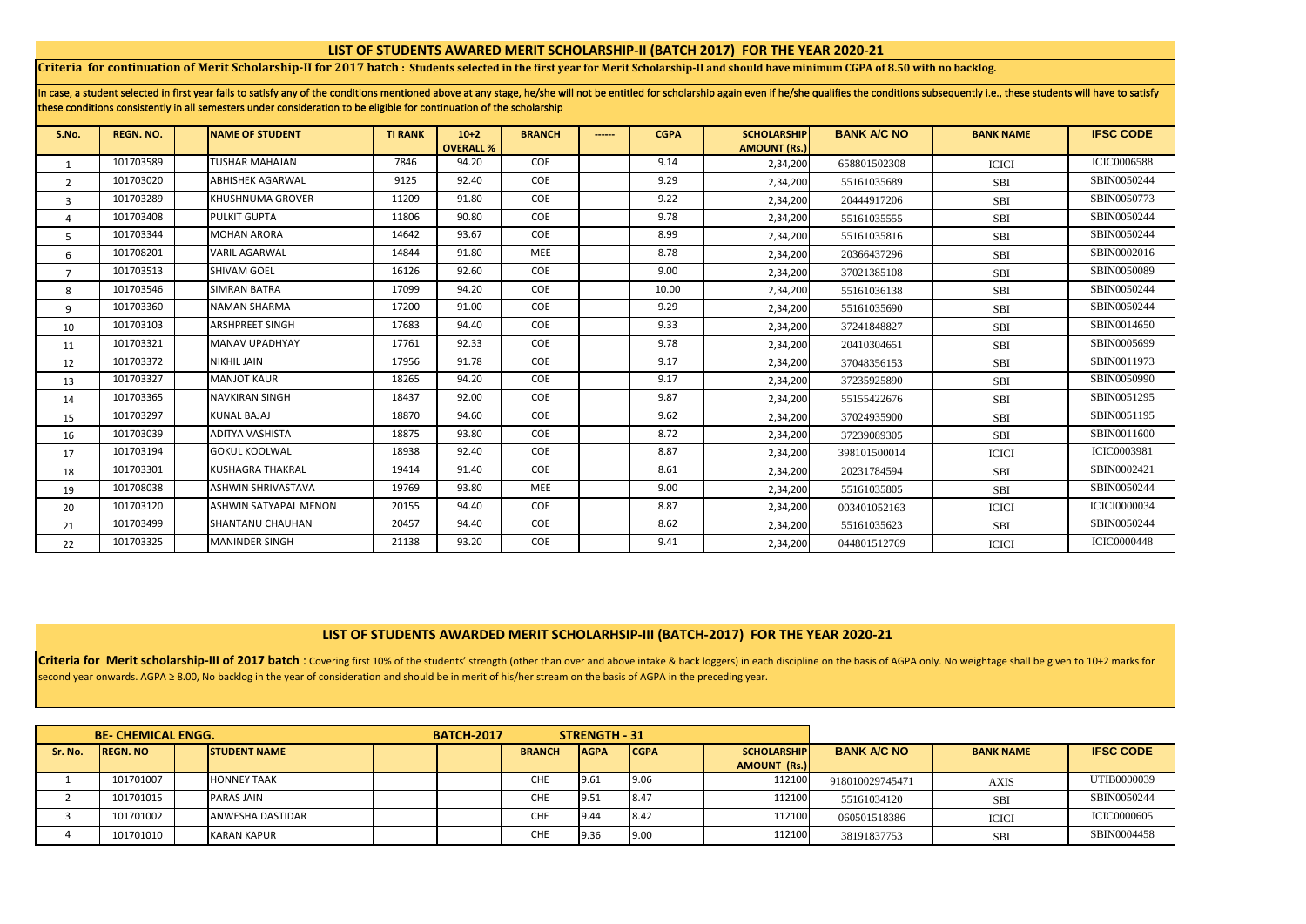## LIST OF STUDENTS AWARED MERIT SCHOLARSHIP-II (BATCH 2017) FOR THE YEAR 2020-21

**Criteria for continuation of Merit Scholarship-II for 2017 batch : Students selected in the first year for Merit Scholarship-II and should have minimum CGPA of 8.50 with no backlog.**

In case, a student selected in first year fails to satisfy any of the conditions mentioned above at any stage, he/she will not be entitled for scholarship again even if he/she qualifies the conditions subsequently i.e., these students will have to satisfy these conditions consistently in all semesters under consideration to be eligible for continuation of the scholarship

| S.No. | REGN. NO. | | NAME OF STUDENT | TI RANK | 10+2 OVERALL % | BRANCH | ------ | CGPA | SCHOLARSHIP AMOUNT (Rs.) | BANK A/C NO | BANK NAME | IFSC CODE |
|---|---|---|---|---|---|---|---|---|---|---|---|---|
| 1 | 101703589 | | TUSHAR MAHAJAN | 7846 | 94.20 | COE | | 9.14 | 2,34,200 | 658801502308 | ICICI | ICIC0006588 |
| 2 | 101703020 | | ABHISHEK AGARWAL | 9125 | 92.40 | COE | | 9.29 | 2,34,200 | 55161035689 | SBI | SBIN0050244 |
| 3 | 101703289 | | KHUSHNUMA GROVER | 11209 | 91.80 | COE | | 9.22 | 2,34,200 | 20444917206 | SBI | SBIN0050773 |
| 4 | 101703408 | | PULKIT GUPTA | 11806 | 90.80 | COE | | 9.78 | 2,34,200 | 55161035555 | SBI | SBIN0050244 |
| 5 | 101703344 | | MOHAN ARORA | 14642 | 93.67 | COE | | 8.99 | 2,34,200 | 55161035816 | SBI | SBIN0050244 |
| 6 | 101708201 | | VARIL AGARWAL | 14844 | 91.80 | MEE | | 8.78 | 2,34,200 | 20366437296 | SBI | SBIN0002016 |
| 7 | 101703513 | | SHIVAM GOEL | 16126 | 92.60 | COE | | 9.00 | 2,34,200 | 37021385108 | SBI | SBIN0050089 |
| 8 | 101703546 | | SIMRAN BATRA | 17099 | 94.20 | COE | | 10.00 | 2,34,200 | 55161036138 | SBI | SBIN0050244 |
| 9 | 101703360 | | NAMAN SHARMA | 17200 | 91.00 | COE | | 9.29 | 2,34,200 | 55161035690 | SBI | SBIN0050244 |
| 10 | 101703103 | | ARSHPREET SINGH | 17683 | 94.40 | COE | | 9.33 | 2,34,200 | 37241848827 | SBI | SBIN0014650 |
| 11 | 101703321 | | MANAV UPADHYAY | 17761 | 92.33 | COE | | 9.78 | 2,34,200 | 20410304651 | SBI | SBIN0005699 |
| 12 | 101703372 | | NIKHIL JAIN | 17956 | 91.78 | COE | | 9.17 | 2,34,200 | 37048356153 | SBI | SBIN0011973 |
| 13 | 101703327 | | MANJOT KAUR | 18265 | 94.20 | COE | | 9.17 | 2,34,200 | 37235925890 | SBI | SBIN0050990 |
| 14 | 101703365 | | NAVKIRAN SINGH | 18437 | 92.00 | COE | | 9.87 | 2,34,200 | 55155422676 | SBI | SBIN0051295 |
| 15 | 101703297 | | KUNAL BAJAJ | 18870 | 94.60 | COE | | 9.62 | 2,34,200 | 37024935900 | SBI | SBIN0051195 |
| 16 | 101703039 | | ADITYA VASHISTA | 18875 | 93.80 | COE | | 8.72 | 2,34,200 | 37239089305 | SBI | SBIN0011600 |
| 17 | 101703194 | | GOKUL KOOLWAL | 18938 | 92.40 | COE | | 8.87 | 2,34,200 | 398101500014 | ICICI | ICIC0003981 |
| 18 | 101703301 | | KUSHAGRA THAKRAL | 19414 | 91.40 | COE | | 8.61 | 2,34,200 | 20231784594 | SBI | SBIN0002421 |
| 19 | 101708038 | | ASHWIN SHRIVASTAVA | 19769 | 93.80 | MEE | | 9.00 | 2,34,200 | 55161035805 | SBI | SBIN0050244 |
| 20 | 101703120 | | ASHWIN SATYAPAL MENON | 20155 | 94.40 | COE | | 8.87 | 2,34,200 | 003401052163 | ICICI | ICICI0000034 |
| 21 | 101703499 | | SHANTANU CHAUHAN | 20457 | 94.40 | COE | | 8.62 | 2,34,200 | 55161035623 | SBI | SBIN0050244 |
| 22 | 101703325 | | MANINDER SINGH | 21138 | 93.20 | COE | | 9.41 | 2,34,200 | 044801512769 | ICICI | ICIC0000448 |

## LIST OF STUDENTS AWARDED MERIT SCHOLARHSIP-III (BATCH-2017) FOR THE YEAR 2020-21

**Criteria for Merit scholarship-III of 2017 batch** : Covering first 10% of the students' strength (other than over and above intake & back loggers) in each discipline on the basis of AGPA only. No weightage shall be given to 10+2 marks for second year onwards. AGPA ≥ 8.00, No backlog in the year of consideration and should be in merit of his/her stream on the basis of AGPA in the preceding year.

| BE- CHEMICAL ENGG. | | | | BATCH-2017 | | STRENGTH - 31 | | | | | | |
|---|---|---|---|---|---|---|---|---|---|---|---|---|
| Sr. No. | REGN. NO | | STUDENT NAME | | | BRANCH | AGPA | CGPA | SCHOLARSHIP AMOUNT (Rs.) | BANK A/C NO | BANK NAME | IFSC CODE |
| 1 | 101701007 | | HONNEY TAAK | | | CHE | 9.61 | 9.06 | 112100 | 918010029745471 | AXIS | UTIB0000039 |
| 2 | 101701015 | | PARAS JAIN | | | CHE | 9.51 | 8.47 | 112100 | 55161034120 | SBI | SBIN0050244 |
| 3 | 101701002 | | ANWESHA DASTIDAR | | | CHE | 9.44 | 8.42 | 112100 | 060501518386 | ICICI | ICIC0000605 |
| 4 | 101701010 | | KARAN KAPUR | | | CHE | 9.36 | 9.00 | 112100 | 38191837753 | SBI | SBIN0004458 |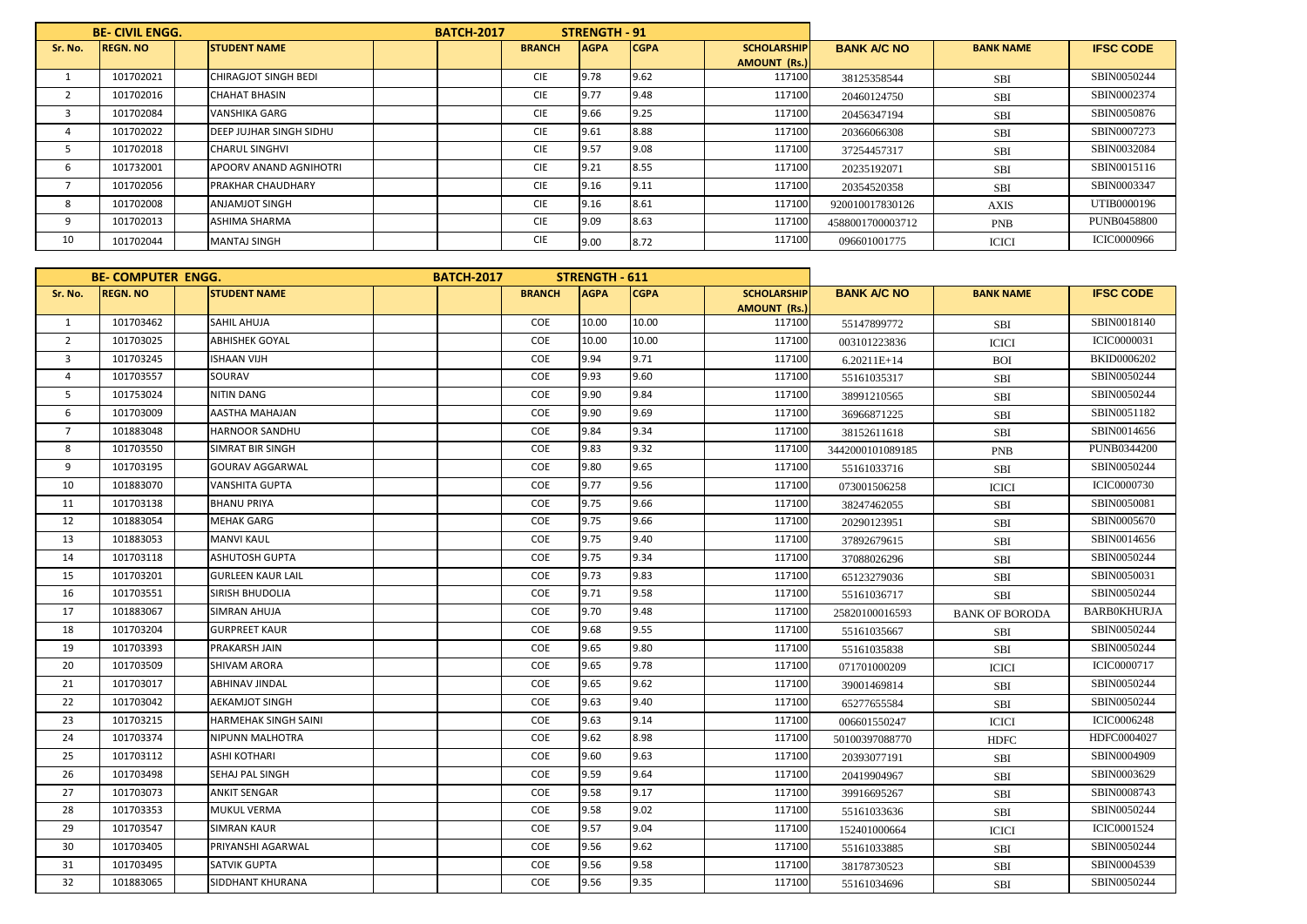| BE- CIVIL ENGG. | | | | | BATCH-2017 | | STRENGTH - 91 | | | | | |
|---|---|---|---|---|---|---|---|---|---|---|---|---|
| Sr. No. | REGN. NO | | STUDENT NAME | | | BRANCH | AGPA | CGPA | SCHOLARSHIP AMOUNT (Rs.) | BANK A/C NO | BANK NAME | IFSC CODE |
| 1 | 101702021 | | CHIRAGJOT SINGH BEDI | | | CIE | 9.78 | 9.62 | 117100 | 38125358544 | SBI | SBIN0050244 |
| 2 | 101702016 | | CHAHAT BHASIN | | | CIE | 9.77 | 9.48 | 117100 | 20460124750 | SBI | SBIN0002374 |
| 3 | 101702084 | | VANSHIKA GARG | | | CIE | 9.66 | 9.25 | 117100 | 20456347194 | SBI | SBIN0050876 |
| 4 | 101702022 | | DEEP JUJHAR SINGH SIDHU | | | CIE | 9.61 | 8.88 | 117100 | 20366066308 | SBI | SBIN0007273 |
| 5 | 101702018 | | CHARUL SINGHVI | | | CIE | 9.57 | 9.08 | 117100 | 37254457317 | SBI | SBIN0032084 |
| 6 | 101732001 | | APOORV ANAND AGNIHOTRI | | | CIE | 9.21 | 8.55 | 117100 | 20235192071 | SBI | SBIN0015116 |
| 7 | 101702056 | | PRAKHAR CHAUDHARY | | | CIE | 9.16 | 9.11 | 117100 | 20354520358 | SBI | SBIN0003347 |
| 8 | 101702008 | | ANJAMJOT SINGH | | | CIE | 9.16 | 8.61 | 117100 | 920010017830126 | AXIS | UTIB0000196 |
| 9 | 101702013 | | ASHIMA SHARMA | | | CIE | 9.09 | 8.63 | 117100 | 4588001700003712 | PNB | PUNB0458800 |
| 10 | 101702044 | | MANTAJ SINGH | | | CIE | 9.00 | 8.72 | 117100 | 096601001775 | ICICI | ICIC0000966 |

| BE- COMPUTER ENGG. | | | | | BATCH-2017 | | STRENGTH - 611 | | | | | |
|---|---|---|---|---|---|---|---|---|---|---|---|---|
| Sr. No. | REGN. NO | | STUDENT NAME | | | BRANCH | AGPA | CGPA | SCHOLARSHIP AMOUNT (Rs.) | BANK A/C NO | BANK NAME | IFSC CODE |
| 1 | 101703462 | | SAHIL AHUJA | | | COE | 10.00 | 10.00 | 117100 | 55147899772 | SBI | SBIN0018140 |
| 2 | 101703025 | | ABHISHEK GOYAL | | | COE | 10.00 | 10.00 | 117100 | 003101223836 | ICICI | ICIC0000031 |
| 3 | 101703245 | | ISHAAN VIJH | | | COE | 9.94 | 9.71 | 117100 | 6.20211E+14 | BOI | BKID0006202 |
| 4 | 101703557 | | SOURAV | | | COE | 9.93 | 9.60 | 117100 | 55161035317 | SBI | SBIN0050244 |
| 5 | 101753024 | | NITIN DANG | | | COE | 9.90 | 9.84 | 117100 | 38991210565 | SBI | SBIN0050244 |
| 6 | 101703009 | | AASTHA MAHAJAN | | | COE | 9.90 | 9.69 | 117100 | 36966871225 | SBI | SBIN0051182 |
| 7 | 101883048 | | HARNOOR SANDHU | | | COE | 9.84 | 9.34 | 117100 | 38152611618 | SBI | SBIN0014656 |
| 8 | 101703550 | | SIMRAT BIR SINGH | | | COE | 9.83 | 9.32 | 117100 | 3442000101089185 | PNB | PUNB0344200 |
| 9 | 101703195 | | GOURAV AGGARWAL | | | COE | 9.80 | 9.65 | 117100 | 55161033716 | SBI | SBIN0050244 |
| 10 | 101883070 | | VANSHITA GUPTA | | | COE | 9.77 | 9.56 | 117100 | 073001506258 | ICICI | ICIC0000730 |
| 11 | 101703138 | | BHANU PRIYA | | | COE | 9.75 | 9.66 | 117100 | 38247462055 | SBI | SBIN0050081 |
| 12 | 101883054 | | MEHAK GARG | | | COE | 9.75 | 9.66 | 117100 | 20290123951 | SBI | SBIN0005670 |
| 13 | 101883053 | | MANVI KAUL | | | COE | 9.75 | 9.40 | 117100 | 37892679615 | SBI | SBIN0014656 |
| 14 | 101703118 | | ASHUTOSH GUPTA | | | COE | 9.75 | 9.34 | 117100 | 37088026296 | SBI | SBIN0050244 |
| 15 | 101703201 | | GURLEEN KAUR LAIL | | | COE | 9.73 | 9.83 | 117100 | 65123279036 | SBI | SBIN0050031 |
| 16 | 101703551 | | SIRISH BHUDOLIA | | | COE | 9.71 | 9.58 | 117100 | 55161036717 | SBI | SBIN0050244 |
| 17 | 101883067 | | SIMRAN AHUJA | | | COE | 9.70 | 9.48 | 117100 | 25820100016593 | BANK OF BARODA | BARB0KHURJA |
| 18 | 101703204 | | GURPREET KAUR | | | COE | 9.68 | 9.55 | 117100 | 55161035667 | SBI | SBIN0050244 |
| 19 | 101703393 | | PRAKARSH JAIN | | | COE | 9.65 | 9.80 | 117100 | 55161035838 | SBI | SBIN0050244 |
| 20 | 101703509 | | SHIVAM ARORA | | | COE | 9.65 | 9.78 | 117100 | 071701000209 | ICICI | ICIC0000717 |
| 21 | 101703017 | | ABHINAV JINDAL | | | COE | 9.65 | 9.62 | 117100 | 39001469814 | SBI | SBIN0050244 |
| 22 | 101703042 | | AEKAMJOT SINGH | | | COE | 9.63 | 9.40 | 117100 | 65277655584 | SBI | SBIN0050244 |
| 23 | 101703215 | | HARMEHAK SINGH SAINI | | | COE | 9.63 | 9.14 | 117100 | 006601550247 | ICICI | ICIC0006248 |
| 24 | 101703374 | | NIPUNN MALHOTRA | | | COE | 9.62 | 8.98 | 117100 | 50100397088770 | HDFC | HDFC0004027 |
| 25 | 101703112 | | ASHI KOTHARI | | | COE | 9.60 | 9.63 | 117100 | 20393077191 | SBI | SBIN0004909 |
| 26 | 101703498 | | SEHAJ PAL SINGH | | | COE | 9.59 | 9.64 | 117100 | 20419904967 | SBI | SBIN0003629 |
| 27 | 101703073 | | ANKIT SENGAR | | | COE | 9.58 | 9.17 | 117100 | 39916695267 | SBI | SBIN0008743 |
| 28 | 101703353 | | MUKUL VERMA | | | COE | 9.58 | 9.02 | 117100 | 55161033636 | SBI | SBIN0050244 |
| 29 | 101703547 | | SIMRAN KAUR | | | COE | 9.57 | 9.04 | 117100 | 152401000664 | ICICI | ICIC0001524 |
| 30 | 101703405 | | PRIYANSHI AGARWAL | | | COE | 9.56 | 9.62 | 117100 | 55161033885 | SBI | SBIN0050244 |
| 31 | 101703495 | | SATVIK GUPTA | | | COE | 9.56 | 9.58 | 117100 | 38178730523 | SBI | SBIN0004539 |
| 32 | 101883065 | | SIDDHANT KHURANA | | | COE | 9.56 | 9.35 | 117100 | 55161034696 | SBI | SBIN0050244 |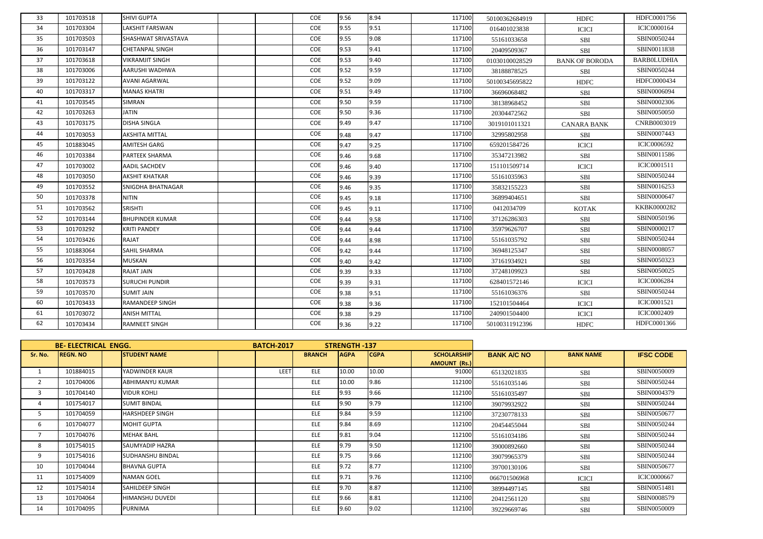| 33 | 101703518 | | SHIVI GUPTA | | | COE | 9.56 | 8.94 | 117100 | 50100362684919 | HDFC | HDFC0001756 |
|---|---|---|---|---|---|---|---|---|---|---|---|---|
| 34 | 101703304 | | LAKSHIT FARSWAN | | | COE | 9.55 | 9.51 | 117100 | 016401023838 | ICICI | ICIC0000164 |
| 35 | 101703503 | | SHASHWAT SRIVASTAVA | | | COE | 9.55 | 9.08 | 117100 | 55161033658 | SBI | SBIN0050244 |
| 36 | 101703147 | | CHETANPAL SINGH | | | COE | 9.53 | 9.41 | 117100 | 20409509367 | SBI | SBIN0011838 |
| 37 | 101703618 | | VIKRAMJIT SINGH | | | COE | 9.53 | 9.40 | 117100 | 01030100028529 | BANK OF BORODA | BARB0LUDHIA |
| 38 | 101703006 | | AARUSHI WADHWA | | | COE | 9.52 | 9.59 | 117100 | 38188878525 | SBI | SBIN0050244 |
| 39 | 101703122 | | AVANI AGARWAL | | | COE | 9.52 | 9.09 | 117100 | 50100345695822 | HDFC | HDFC0000434 |
| 40 | 101703317 | | MANAS KHATRI | | | COE | 9.51 | 9.49 | 117100 | 36696068482 | SBI | SBIN0006094 |
| 41 | 101703545 | | SIMRAN | | | COE | 9.50 | 9.59 | 117100 | 38138968452 | SBI | SBIN0002306 |
| 42 | 101703263 | | JATIN | | | COE | 9.50 | 9.36 | 117100 | 20304472562 | SBI | SBIN0050050 |
| 43 | 101703175 | | DISHA SINGLA | | | COE | 9.49 | 9.47 | 117100 | 3019101011321 | CANARA BANK | CNRB0003019 |
| 44 | 101703053 | | AKSHITA MITTAL | | | COE | 9.48 | 9.47 | 117100 | 32995802958 | SBI | SBIN0007443 |
| 45 | 101883045 | | AMITESH GARG | | | COE | 9.47 | 9.25 | 117100 | 659201584726 | ICICI | ICIC0006592 |
| 46 | 101703384 | | PARTEEK SHARMA | | | COE | 9.46 | 9.68 | 117100 | 35347213982 | SBI | SBIN0011586 |
| 47 | 101703002 | | AADIL SACHDEV | | | COE | 9.46 | 9.40 | 117100 | 151101509714 | ICICI | ICIC0001511 |
| 48 | 101703050 | | AKSHIT KHATKAR | | | COE | 9.46 | 9.39 | 117100 | 55161035963 | SBI | SBIN0050244 |
| 49 | 101703552 | | SNIGDHA BHATNAGAR | | | COE | 9.46 | 9.35 | 117100 | 35832155223 | SBI | SBIN0016253 |
| 50 | 101703378 | | NITIN | | | COE | 9.45 | 9.18 | 117100 | 36899404651 | SBI | SBIN0000647 |
| 51 | 101703562 | | SRISHTI | | | COE | 9.45 | 9.11 | 117100 | 0412034709 | KOTAK | KKBK0000282 |
| 52 | 101703144 | | BHUPINDER KUMAR | | | COE | 9.44 | 9.58 | 117100 | 37126286303 | SBI | SBIN0050196 |
| 53 | 101703292 | | KRITI PANDEY | | | COE | 9.44 | 9.44 | 117100 | 35979626707 | SBI | SBIN0000217 |
| 54 | 101703426 | | RAJAT | | | COE | 9.44 | 8.98 | 117100 | 55161035792 | SBI | SBIN0050244 |
| 55 | 101883064 | | SAHIL SHARMA | | | COE | 9.42 | 9.44 | 117100 | 36948125347 | SBI | SBIN0008057 |
| 56 | 101703354 | | MUSKAN | | | COE | 9.40 | 9.42 | 117100 | 37161934921 | SBI | SBIN0050323 |
| 57 | 101703428 | | RAJAT JAIN | | | COE | 9.39 | 9.33 | 117100 | 37248109923 | SBI | SBIN0050025 |
| 58 | 101703573 | | SURUCHI PUNDIR | | | COE | 9.39 | 9.31 | 117100 | 628401572146 | ICICI | ICIC0006284 |
| 59 | 101703570 | | SUMIT JAIN | | | COE | 9.38 | 9.51 | 117100 | 55161036376 | SBI | SBIN0050244 |
| 60 | 101703433 | | RAMANDEEP SINGH | | | COE | 9.38 | 9.36 | 117100 | 152101504464 | ICICI | ICIC0001521 |
| 61 | 101703072 | | ANISH MITTAL | | | COE | 9.38 | 9.29 | 117100 | 240901504400 | ICICI | ICIC0002409 |
| 62 | 101703434 | | RAMNEET SINGH | | | COE | 9.36 | 9.22 | 117100 | 50100311912396 | HDFC | HDFC0001366 |

| BE- ELECTRICAL ENGG. | | | | | BATCH-2017 | | STRENGTH -137 | | | | | |
|---|---|---|---|---|---|---|---|---|---|---|---|---|
| Sr. No. | REGN. NO | | STUDENT NAME | | | BRANCH | AGPA | CGPA | SCHOLARSHIP AMOUNT (Rs.) | BANK A/C NO | BANK NAME | IFSC CODE |
| 1 | 101884015 | | YADWINDER KAUR | | LEET | ELE | 10.00 | 10.00 | 91000 | 65132021835 | SBI | SBIN0050009 |
| 2 | 101704006 | | ABHIMANYU KUMAR | | | ELE | 10.00 | 9.86 | 112100 | 55161035146 | SBI | SBIN0050244 |
| 3 | 101704140 | | VIDUR KOHLI | | | ELE | 9.93 | 9.66 | 112100 | 55161035497 | SBI | SBIN0004379 |
| 4 | 101754017 | | SUMIT BINDAL | | | ELE | 9.90 | 9.79 | 112100 | 39079932922 | SBI | SBIN0050244 |
| 5 | 101704059 | | HARSHDEEP SINGH | | | ELE | 9.84 | 9.59 | 112100 | 37230778133 | SBI | SBIN0050677 |
| 6 | 101704077 | | MOHIT GUPTA | | | ELE | 9.84 | 8.69 | 112100 | 20454455044 | SBI | SBIN0050244 |
| 7 | 101704076 | | MEHAK BAHL | | | ELE | 9.81 | 9.04 | 112100 | 55161034186 | SBI | SBIN0050244 |
| 8 | 101754015 | | SAUMYADIP HAZRA | | | ELE | 9.79 | 9.50 | 112100 | 39000892660 | SBI | SBIN0050244 |
| 9 | 101754016 | | SUDHANSHU BINDAL | | | ELE | 9.75 | 9.66 | 112100 | 39079965379 | SBI | SBIN0050244 |
| 10 | 101704044 | | BHAVNA GUPTA | | | ELE | 9.72 | 8.77 | 112100 | 39700130106 | SBI | SBIN0050677 |
| 11 | 101754009 | | NAMAN GOEL | | | ELE | 9.71 | 9.76 | 112100 | 066701506968 | ICICI | ICIC0000667 |
| 12 | 101754014 | | SAHILDEEP SINGH | | | ELE | 9.70 | 8.87 | 112100 | 38994497145 | SBI | SBIN0051481 |
| 13 | 101704064 | | HIMANSHU DUVEDI | | | ELE | 9.66 | 8.81 | 112100 | 20412561120 | SBI | SBIN0008579 |
| 14 | 101704095 | | PURNIMA | | | ELE | 9.60 | 9.02 | 112100 | 39229669746 | SBI | SBIN0050009 |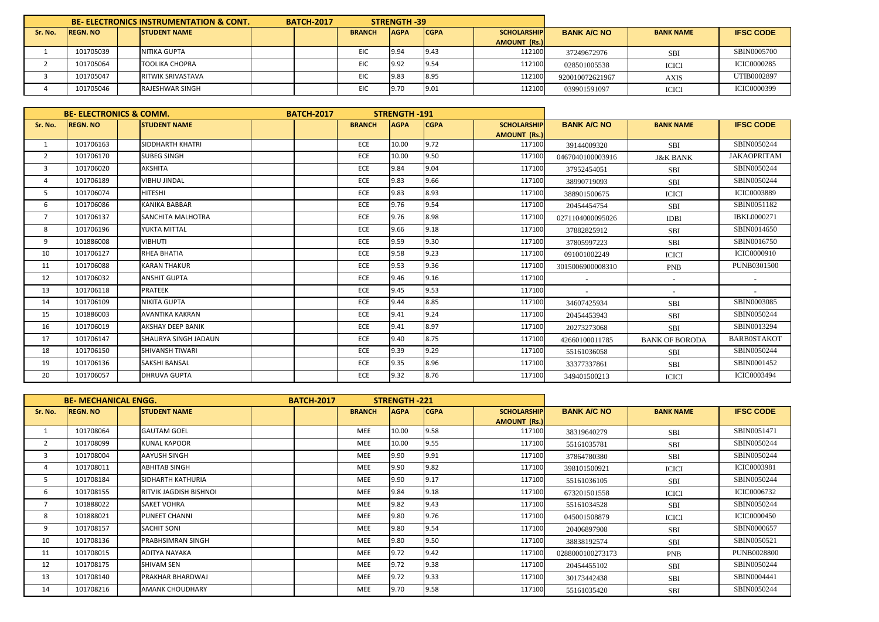| BE- ELECTRONICS INSTRUMENTATION & CONT. | | | | BATCH-2017 | | STRENGTH -39 | | | | | |
|---|---|---|---|---|---|---|---|---|---|---|---|
| Sr. No. | REGN. NO | | STUDENT NAME | | | BRANCH | AGPA | CGPA | SCHOLARSHIP AMOUNT (Rs.) | BANK A/C NO | BANK NAME | IFSC CODE |
| 1 | 101705039 | | NITIKA GUPTA | | | EIC | 9.94 | 9.43 | 112100 | 37249672976 | SBI | SBIN0005700 |
| 2 | 101705064 | | TOOLIKA CHOPRA | | | EIC | 9.92 | 9.54 | 112100 | 028501005538 | ICICI | ICIC0000285 |
| 3 | 101705047 | | RITWIK SRIVASTAVA | | | EIC | 9.83 | 8.95 | 112100 | 920010072621967 | AXIS | UTIB0002897 |
| 4 | 101705046 | | RAJESHWAR SINGH | | | EIC | 9.70 | 9.01 | 112100 | 039901591097 | ICICI | ICIC0000399 |

| BE- ELECTRONICS & COMM. | | | | BATCH-2017 | | STRENGTH -191 | | | | | | |
|---|---|---|---|---|---|---|---|---|---|---|---|---|
| Sr. No. | REGN. NO | | STUDENT NAME | | | BRANCH | AGPA | CGPA | SCHOLARSHIP AMOUNT (Rs.) | BANK A/C NO | BANK NAME | IFSC CODE |
| 1 | 101706163 | | SIDDHARTH KHATRI | | | ECE | 10.00 | 9.72 | 117100 | 39144009320 | SBI | SBIN0050244 |
| 2 | 101706170 | | SUBEG SINGH | | | ECE | 10.00 | 9.50 | 117100 | 0467040100003916 | J&K BANK | JAKAOPRITAM |
| 3 | 101706020 | | AKSHITA | | | ECE | 9.84 | 9.04 | 117100 | 37952454051 | SBI | SBIN0050244 |
| 4 | 101706189 | | VIBHU JINDAL | | | ECE | 9.83 | 9.66 | 117100 | 38990719093 | SBI | SBIN0050244 |
| 5 | 101706074 | | HITESHI | | | ECE | 9.83 | 8.93 | 117100 | 388901500675 | ICICI | ICIC0003889 |
| 6 | 101706086 | | KANIKA BABBAR | | | ECE | 9.76 | 9.54 | 117100 | 20454454754 | SBI | SBIN0051182 |
| 7 | 101706137 | | SANCHITA MALHOTRA | | | ECE | 9.76 | 8.98 | 117100 | 0271104000095026 | IDBI | IBKL0000271 |
| 8 | 101706196 | | YUKTA MITTAL | | | ECE | 9.66 | 9.18 | 117100 | 37882825912 | SBI | SBIN0014650 |
| 9 | 101886008 | | VIBHUTI | | | ECE | 9.59 | 9.30 | 117100 | 37805997223 | SBI | SBIN0016750 |
| 10 | 101706127 | | RHEA BHATIA | | | ECE | 9.58 | 9.23 | 117100 | 091001002249 | ICICI | ICIC0000910 |
| 11 | 101706088 | | KARAN THAKUR | | | ECE | 9.53 | 9.36 | 117100 | 3015006900008310 | PNB | PUNB0301500 |
| 12 | 101706032 | | ANSHIT GUPTA | | | ECE | 9.46 | 9.16 | 117100 | - | - | - |
| 13 | 101706118 | | PRATEEK | | | ECE | 9.45 | 9.53 | 117100 | - | - | - |
| 14 | 101706109 | | NIKITA GUPTA | | | ECE | 9.44 | 8.85 | 117100 | 34607425934 | SBI | SBIN0003085 |
| 15 | 101886003 | | AVANTIKA KAKRAN | | | ECE | 9.41 | 9.24 | 117100 | 20454443943 | SBI | SBIN0050244 |
| 16 | 101706019 | | AKSHAY DEEP BANIK | | | ECE | 9.41 | 8.97 | 117100 | 20273273068 | SBI | SBIN0013294 |
| 17 | 101706147 | | SHAURYA SINGH JADAUN | | | ECE | 9.40 | 8.75 | 117100 | 42660100011785 | BANK OF BARODA | BARB0STAKOT |
| 18 | 101706150 | | SHIVANSH TIWARI | | | ECE | 9.39 | 9.29 | 117100 | 55161036058 | SBI | SBIN0050244 |
| 19 | 101706136 | | SAKSHI BANSAL | | | ECE | 9.35 | 8.96 | 117100 | 33377337861 | SBI | SBIN0001452 |
| 20 | 101706057 | | DHRUVA GUPTA | | | ECE | 9.32 | 8.76 | 117100 | 349401500213 | ICICI | ICIC0003494 |

| BE- MECHANICAL ENGG. | | | | BATCH-2017 | | STRENGTH -221 | | | | | | |
|---|---|---|---|---|---|---|---|---|---|---|---|---|
| Sr. No. | REGN. NO | | STUDENT NAME | | | BRANCH | AGPA | CGPA | SCHOLARSHIP AMOUNT (Rs.) | BANK A/C NO | BANK NAME | IFSC CODE |
| 1 | 101708064 | | GAUTAM GOEL | | | MEE | 10.00 | 9.58 | 117100 | 38319640279 | SBI | SBIN0051471 |
| 2 | 101708099 | | KUNAL KAPOOR | | | MEE | 10.00 | 9.55 | 117100 | 55161035781 | SBI | SBIN0050244 |
| 3 | 101708004 | | AAYUSH SINGH | | | MEE | 9.90 | 9.91 | 117100 | 37864780380 | SBI | SBIN0050244 |
| 4 | 101708011 | | ABHITAB SINGH | | | MEE | 9.90 | 9.82 | 117100 | 398101500921 | ICICI | ICIC0003981 |
| 5 | 101708184 | | SIDHARTH KATHURIA | | | MEE | 9.90 | 9.17 | 117100 | 55161036105 | SBI | SBIN0050244 |
| 6 | 101708155 | | RITVIK JAGDISH BISHNOI | | | MEE | 9.84 | 9.18 | 117100 | 673201501558 | ICICI | ICIC0006732 |
| 7 | 101888022 | | SAKET VOHRA | | | MEE | 9.82 | 9.43 | 117100 | 55161034528 | SBI | SBIN0050244 |
| 8 | 101888021 | | PUNEET CHANNI | | | MEE | 9.80 | 9.76 | 117100 | 045001508879 | ICICI | ICIC0000450 |
| 9 | 101708157 | | SACHIT SONI | | | MEE | 9.80 | 9.54 | 117100 | 20406897908 | SBI | SBIN0000657 |
| 10 | 101708136 | | PRABHSIMRAN SINGH | | | MEE | 9.80 | 9.50 | 117100 | 38838192574 | SBI | SBIN0050521 |
| 11 | 101708015 | | ADITYA NAYAKA | | | MEE | 9.72 | 9.42 | 117100 | 0288000100273173 | PNB | PUNB0028800 |
| 12 | 101708175 | | SHIVAM SEN | | | MEE | 9.72 | 9.38 | 117100 | 20454455102 | SBI | SBIN0050244 |
| 13 | 101708140 | | PRAKHAR BHARDWAJ | | | MEE | 9.72 | 9.33 | 117100 | 30173442438 | SBI | SBIN0004441 |
| 14 | 101708216 | | AMANK CHOUDHARY | | | MEE | 9.70 | 9.58 | 117100 | 55161035420 | SBI | SBIN0050244 |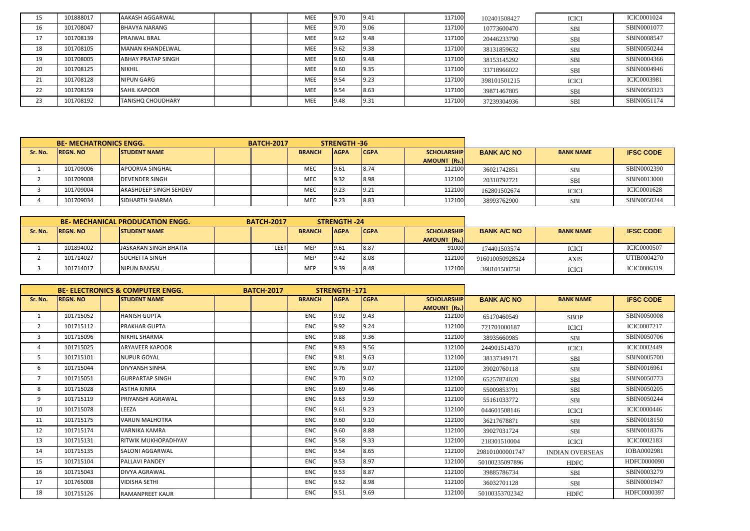| 15 | 101888017 | | AAKASH AGGARWAL | | | MEE | 9.70 | 9.41 | 117100 | 102401508427 | ICICI | ICIC0001024 |
|---|---|---|---|---|---|---|---|---|---|---|---|---|
| 16 | 101708047 | | BHAVYA NARANG | | | MEE | 9.70 | 9.06 | 117100 | 10773600470 | SBI | SBIN0001077 |
| 17 | 101708139 | | PRAJWAL BRAL | | | MEE | 9.62 | 9.48 | 117100 | 20446233790 | SBI | SBIN0008547 |
| 18 | 101708105 | | MANAN KHANDELWAL | | | MEE | 9.62 | 9.38 | 117100 | 38131859632 | SBI | SBIN0050244 |
| 19 | 101708005 | | ABHAY PRATAP SINGH | | | MEE | 9.60 | 9.48 | 117100 | 38153145292 | SBI | SBIN0004366 |
| 20 | 101708125 | | NIKHIL | | | MEE | 9.60 | 9.35 | 117100 | 33718966022 | SBI | SBIN0004946 |
| 21 | 101708128 | | NIPUN GARG | | | MEE | 9.54 | 9.23 | 117100 | 398101501215 | ICICI | ICIC0003981 |
| 22 | 101708159 | | SAHIL KAPOOR | | | MEE | 9.54 | 8.63 | 117100 | 39871467805 | SBI | SBIN0050323 |
| 23 | 101708192 | | TANISHQ CHOUDHARY | | | MEE | 9.48 | 9.31 | 117100 | 37239304936 | SBI | SBIN0051174 |

| | BE- MECHATRONICS ENGG. | | | | BATCH-2017 | | STRENGTH -36 | | | | | |
|---|---|---|---|---|---|---|---|---|---|---|---|---|
| Sr. No. | REGN. NO | | STUDENT NAME | | | BRANCH | AGPA | CGPA | SCHOLARSHIP AMOUNT (Rs.) | BANK A/C NO | BANK NAME | IFSC CODE |
| 1 | 101709006 | | APOORVA SINGHAL | | | MEC | 9.61 | 8.74 | 112100 | 36021742851 | SBI | SBIN0002390 |
| 2 | 101709008 | | DEVENDER SINGH | | | MEC | 9.32 | 8.98 | 112100 | 20310792721 | SBI | SBIN0013000 |
| 3 | 101709004 | | AKASHDEEP SINGH SEHDEV | | | MEC | 9.23 | 9.21 | 112100 | 162801502674 | ICICI | ICIC0001628 |
| 4 | 101709034 | | SIDHARTH SHARMA | | | MEC | 9.23 | 8.83 | 112100 | 38993762900 | SBI | SBIN0050244 |

| | BE- MECHANICAL PRODUCATION ENGG. | | | | BATCH-2017 | | STRENGTH -24 | | | | | |
|---|---|---|---|---|---|---|---|---|---|---|---|---|
| Sr. No. | REGN. NO | | STUDENT NAME | | | BRANCH | AGPA | CGPA | SCHOLARSHIP AMOUNT (Rs.) | BANK A/C NO | BANK NAME | IFSC CODE |
| 1 | 101894002 | | JASKARAN SINGH BHATIA | | LEET | MEP | 9.61 | 8.87 | 91000 | 174401503574 | ICICI | ICIC0000507 |
| 2 | 101714027 | | SUCHETTA SINGH | | | MEP | 9.42 | 8.08 | 112100 | 916010050928524 | AXIS | UTIB0004270 |
| 3 | 101714017 | | NIPUN BANSAL | | | MEP | 9.39 | 8.48 | 112100 | 398101500758 | ICICI | ICIC0006319 |

| | BE- ELECTRONICS & COMPUTER ENGG. | | | | BATCH-2017 | | STRENGTH -171 | | | | | |
|---|---|---|---|---|---|---|---|---|---|---|---|---|
| Sr. No. | REGN. NO | | STUDENT NAME | | | BRANCH | AGPA | CGPA | SCHOLARSHIP AMOUNT (Rs.) | BANK A/C NO | BANK NAME | IFSC CODE |
| 1 | 101715052 | | HANISH GUPTA | | | ENC | 9.92 | 9.43 | 112100 | 65170460549 | SBOP | SBIN0050008 |
| 2 | 101715112 | | PRAKHAR GUPTA | | | ENC | 9.92 | 9.24 | 112100 | 721701000187 | ICICI | ICIC0007217 |
| 3 | 101715096 | | NIKHIL SHARMA | | | ENC | 9.88 | 9.36 | 112100 | 38935660985 | SBI | SBIN0050706 |
| 4 | 101715025 | | ARYAVEER KAPOOR | | | ENC | 9.83 | 9.56 | 112100 | 244901514370 | ICICI | ICIC0002449 |
| 5 | 101715101 | | NUPUR GOYAL | | | ENC | 9.81 | 9.63 | 112100 | 38137349171 | SBI | SBIN0005700 |
| 6 | 101715044 | | DIVYANSH SINHA | | | ENC | 9.76 | 9.07 | 112100 | 39020760118 | SBI | SBIN0016961 |
| 7 | 101715051 | | GURPARTAP SINGH | | | ENC | 9.70 | 9.02 | 112100 | 65257874020 | SBI | SBIN0050773 |
| 8 | 101715028 | | ASTHA KINRA | | | ENC | 9.69 | 9.46 | 112100 | 55009853791 | SBI | SBIN0050205 |
| 9 | 101715119 | | PRIYANSHI AGRAWAL | | | ENC | 9.63 | 9.59 | 112100 | 55161033772 | SBI | SBIN0050244 |
| 10 | 101715078 | | LEEZA | | | ENC | 9.61 | 9.23 | 112100 | 044601508146 | ICICI | ICIC0000446 |
| 11 | 101715175 | | VARUN MALHOTRA | | | ENC | 9.60 | 9.10 | 112100 | 36217678871 | SBI | SBIN0018150 |
| 12 | 101715174 | | VARNIKA KAMRA | | | ENC | 9.60 | 8.88 | 112100 | 39027031724 | SBI | SBIN0018376 |
| 13 | 101715131 | | RITWIK MUKHOPADHYAY | | | ENC | 9.58 | 9.33 | 112100 | 218301510004 | ICICI | ICIC0002183 |
| 14 | 101715135 | | SALONI AGGARWAL | | | ENC | 9.54 | 8.65 | 112100 | 298101000001747 | INDIAN OVERSEAS | IOBA0002981 |
| 15 | 101715104 | | PALLAVI PANDEY | | | ENC | 9.53 | 8.97 | 112100 | 50100235097896 | HDFC | HDFC0000090 |
| 16 | 101715043 | | DIVYA AGRAWAL | | | ENC | 9.53 | 8.87 | 112100 | 39885786734 | SBI | SBIN0003279 |
| 17 | 101765008 | | VIDISHA SETHI | | | ENC | 9.52 | 8.98 | 112100 | 36032701128 | SBI | SBIN0001947 |
| 18 | 101715126 | | RAMANPREET KAUR | | | ENC | 9.51 | 9.69 | 112100 | 50100353702342 | HDFC | HDFC0000397 |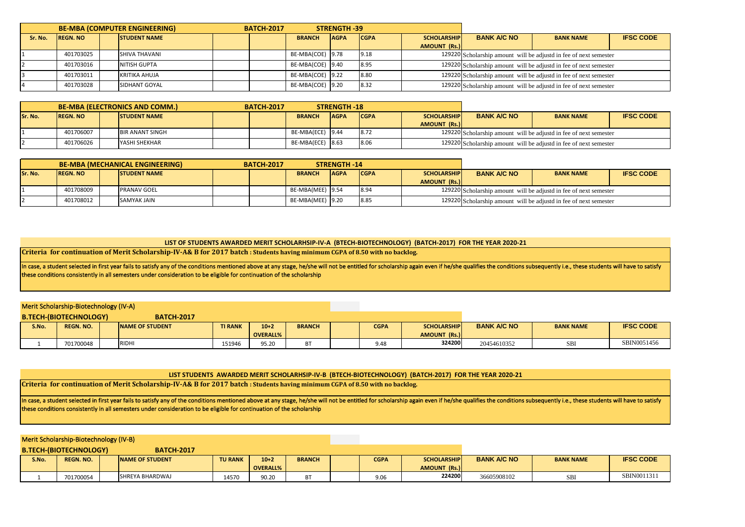| BE-MBA (COMPUTER ENGINEERING) | | | | | BATCH-2017 | | STRENGTH -39 | | | | | |
|---|---|---|---|---|---|---|---|---|---|---|---|---|
| Sr. No. | REGN. NO | | STUDENT NAME | | | BRANCH | AGPA | CGPA | SCHOLARSHIP AMOUNT (Rs.) | BANK A/C NO | BANK NAME | IFSC CODE |
| 1 | 401703025 | | SHIVA THAVANI | | | BE-MBA(COE) | 9.78 | 9.18 | 129220 | Scholarship amount will be adjustd in fee of next semester | | |
| 2 | 401703016 | | NITISH GUPTA | | | BE-MBA(COE) | 9.40 | 8.95 | 129220 | Scholarship amount will be adjustd in fee of next semester | | |
| 3 | 401703011 | | KRITIKA AHUJA | | | BE-MBA(COE) | 9.22 | 8.80 | 129220 | Scholarship amount will be adjustd in fee of next semester | | |
| 4 | 401703028 | | SIDHANT GOYAL | | | BE-MBA(COE) | 9.20 | 8.32 | 129220 | Scholarship amount will be adjustd in fee of next semester | | |

| BE-MBA (ELECTRONICS AND COMM.) | | | | | BATCH-2017 | | STRENGTH -18 | | | | | |
|---|---|---|---|---|---|---|---|---|---|---|---|---|
| Sr. No. | REGN. NO | | STUDENT NAME | | | BRANCH | AGPA | CGPA | SCHOLARSHIP AMOUNT (Rs.) | BANK A/C NO | BANK NAME | IFSC CODE |
| 1 | 401706007 | | BIR ANANT SINGH | | | BE-MBA(ECE) | 9.44 | 8.72 | 129220 | Scholarship amount will be adjustd in fee of next semester | | |
| 2 | 401706026 | | YASHI SHEKHAR | | | BE-MBA(ECE) | 8.63 | 8.06 | 129220 | Scholarship amount will be adjustd in fee of next semester | | |

| BE-MBA (MECHANICAL ENGINEERING) | | | | | BATCH-2017 | | STRENGTH -14 | | | | | |
|---|---|---|---|---|---|---|---|---|---|---|---|---|
| Sr. No. | REGN. NO | | STUDENT NAME | | | BRANCH | AGPA | CGPA | SCHOLARSHIP AMOUNT (Rs.) | BANK A/C NO | BANK NAME | IFSC CODE |
| 1 | 401708009 | | PRANAV GOEL | | | BE-MBA(MEE) | 9.54 | 8.94 | 129220 | Scholarship amount will be adjustd in fee of next semester | | |
| 2 | 401708012 | | SAMYAK JAIN | | | BE-MBA(MEE) | 9.20 | 8.85 | 129220 | Scholarship amount will be adjustd in fee of next semester | | |

## LIST OF STUDENTS AWARDED MERIT SCHOLARHSIP-IV-A (BTECH-BIOTECHNOLOGY) (BATCH-2017) FOR THE YEAR 2020-21

**Criteria for continuation of Merit Scholarship-IV-A& B for 2017 batch : Students having minimum CGPA of 8.50 with no backlog.**

In case, a student selected in first year fails to satisfy any of the conditions mentioned above at any stage, he/she will not be entitled for scholarship again even if he/she qualifies the conditions subsequently i.e., these students will have to satisfy these conditions consistently in all semesters under consideration to be eligible for continuation of the scholarship

Merit Scholarship-Biotechnology (IV-A)

| B.TECH-(BIOTECHNOLOGY) | | | BATCH-2017 | | | | | | | | | |
|---|---|---|---|---|---|---|---|---|---|---|---|---|
| S.No. | REGN. NO. | | NAME OF STUDENT | TI RANK | 10+2 OVERALL% | BRANCH | | CGPA | SCHOLARSHIP AMOUNT (Rs.) | BANK A/C NO | BANK NAME | IFSC CODE |
| 1 | 701700048 | | RIDHI | 151946 | 95.20 | BT | | 9.48 | 324200 | 20454610352 | SBI | SBIN0051456 |

## LIST STUDENTS AWARDED MERIT SCHOLARHSIP-IV-B (BTECH-BIOTECHNOLOGY) (BATCH-2017) FOR THE YEAR 2020-21

**Criteria for continuation of Merit Scholarship-IV-A& B for 2017 batch : Students having minimum CGPA of 8.50 with no backlog.**

In case, a student selected in first year fails to satisfy any of the conditions mentioned above at any stage, he/she will not be entitled for scholarship again even if he/she qualifies the conditions subsequently i.e., these students will have to satisfy these conditions consistently in all semesters under consideration to be eligible for continuation of the scholarship

Merit Scholarship-Biotechnology (IV-B)

| B.TECH-(BIOTECHNOLOGY) | | | BATCH-2017 | | | | | | | | | |
|---|---|---|---|---|---|---|---|---|---|---|---|---|
| S.No. | REGN. NO. | | NAME OF STUDENT | TU RANK | 10+2 OVERALL% | BRANCH | | CGPA | SCHOLARSHIP AMOUNT (Rs.) | BANK A/C NO | BANK NAME | IFSC CODE |
| 1 | 701700054 | | SHREYA BHARDWAJ | 14570 | 90.20 | BT | | 9.06 | 224200 | 36605908102 | SBI | SBIN0011311 |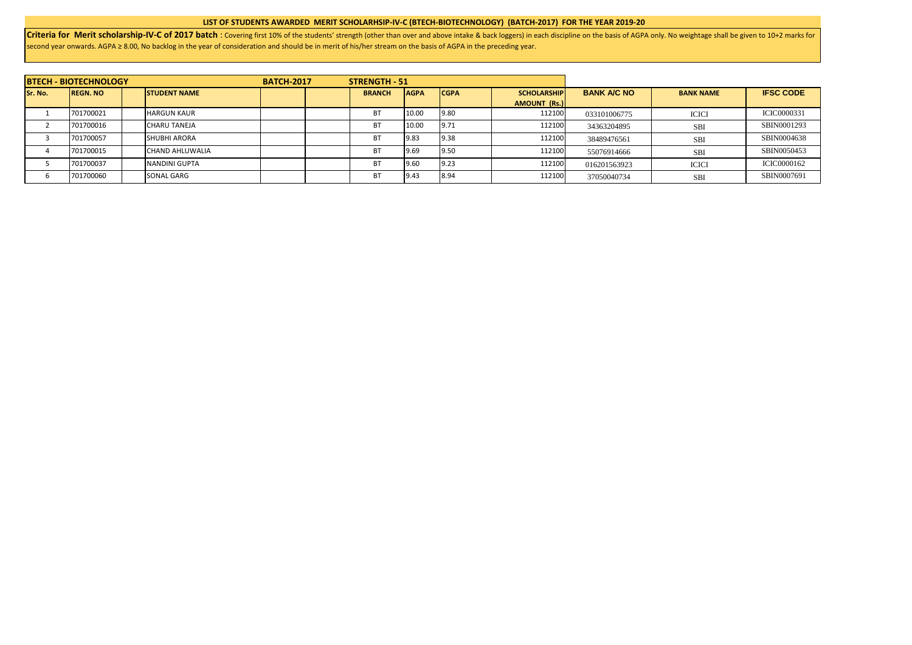**LIST OF STUDENTS AWARDED MERIT SCHOLARHSIP-IV-C (BTECH-BIOTECHNOLOGY) (BATCH-2017) FOR THE YEAR 2019-20**

**Criteria for Merit scholarship-IV-C of 2017 batch** : Covering first 10% of the students' strength (other than over and above intake & back loggers) in each discipline on the basis of AGPA only. No weightage shall be given to 10+2 marks for second year onwards. AGPA ≥ 8.00, No backlog in the year of consideration and should be in merit of his/her stream on the basis of AGPA in the preceding year.

| **BTECH - BIOTECHNOLOGY** | | | | **BATCH-2017** | | **STRENGTH - 51** | | | | | | |
|---|---|---|---|---|---|---|---|---|---|---|---|---|
| **Sr. No.** | **REGN. NO** | | **STUDENT NAME** | | | **BRANCH** | **AGPA** | **CGPA** | **SCHOLARSHIP AMOUNT (Rs.)** | **BANK A/C NO** | **BANK NAME** | **IFSC CODE** |
| 1 | 701700021 | | HARGUN KAUR | | | BT | 10.00 | 9.80 | 112100 | 033101006775 | ICICI | ICIC0000331 |
| 2 | 701700016 | | CHARU TANEJA | | | BT | 10.00 | 9.71 | 112100 | 34363204895 | SBI | SBIN0001293 |
| 3 | 701700057 | | SHUBHI ARORA | | | BT | 9.83 | 9.38 | 112100 | 38489476561 | SBI | SBIN0004638 |
| 4 | 701700015 | | CHAND AHLUWALIA | | | BT | 9.69 | 9.50 | 112100 | 55076914666 | SBI | SBIN0050453 |
| 5 | 701700037 | | NANDINI GUPTA | | | BT | 9.60 | 9.23 | 112100 | 016201563923 | ICICI | ICIC0000162 |
| 6 | 701700060 | | SONAL GARG | | | BT | 9.43 | 8.94 | 112100 | 37050040734 | SBI | SBIN0007691 |